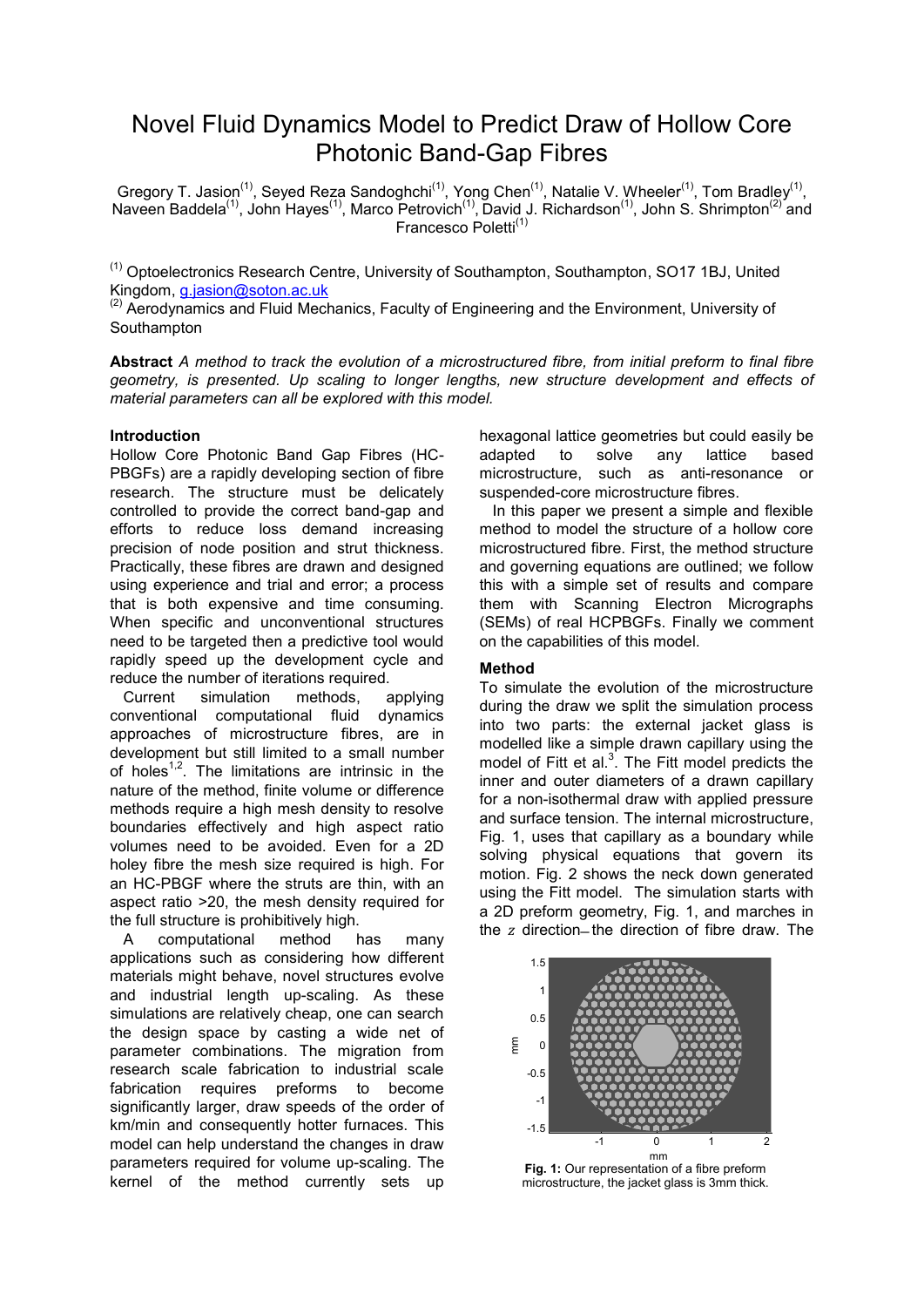# Novel Fluid Dynamics Model to Predict Draw of Hollow Core Photonic Band-Gap Fibres

Gregory T. Jasion[(1)], Seyed Reza Sandoghchi[(1)], Yong Chen[(1)], Natalie V. Wheeler[(1)], Tom Bradley[(1)], Naveen Baddela[(1)], John Hayes[(1)], Marco Petrovich[(1)], David J. Richardson[(1)], John S. Shrimpton[(2)] and Francesco Poletti[(1)]

[(1)] Optoelectronics Research Centre, University of Southampton, Southampton, SO17 1BJ, United Kingdom, g.jasion@soton.ac.uk
[(2)] Aerodynamics and Fluid Mechanics, Faculty of Engineering and the Environment, University of Southampton

**Abstract** *A method to track the evolution of a microstructured fibre, from initial preform to final fibre geometry, is presented. Up scaling to longer lengths, new structure development and effects of material parameters can all be explored with this model.*

## Introduction

Hollow Core Photonic Band Gap Fibres (HC-PBGFs) are a rapidly developing section of fibre research. The structure must be delicately controlled to provide the correct band-gap and efforts to reduce loss demand increasing precision of node position and strut thickness. Practically, these fibres are drawn and designed using experience and trial and error; a process that is both expensive and time consuming. When specific and unconventional structures need to be targeted then a predictive tool would rapidly speed up the development cycle and reduce the number of iterations required.

Current simulation methods, applying conventional computational fluid dynamics approaches of microstructure fibres, are in development but still limited to a small number of holes[1,2]. The limitations are intrinsic in the nature of the method, finite volume or difference methods require a high mesh density to resolve boundaries effectively and high aspect ratio volumes need to be avoided. Even for a 2D holey fibre the mesh size required is high. For an HC-PBGF where the struts are thin, with an aspect ratio >20, the mesh density required for the full structure is prohibitively high.

A computational method has many applications such as considering how different materials might behave, novel structures evolve and industrial length up-scaling. As these simulations are relatively cheap, one can search the design space by casting a wide net of parameter combinations. The migration from research scale fabrication to industrial scale fabrication requires preforms to become significantly larger, draw speeds of the order of km/min and consequently hotter furnaces. This model can help understand the changes in draw parameters required for volume up-scaling. The kernel of the method currently sets up hexagonal lattice geometries but could easily be adapted to solve any lattice based microstructure, such as anti-resonance or suspended-core microstructure fibres.

In this paper we present a simple and flexible method to model the structure of a hollow core microstructured fibre. First, the method structure and governing equations are outlined; we follow this with a simple set of results and compare them with Scanning Electron Micrographs (SEMs) of real HCPBGFs. Finally we comment on the capabilities of this model.

## Method

To simulate the evolution of the microstructure during the draw we split the simulation process into two parts: the external jacket glass is modelled like a simple drawn capillary using the model of Fitt et al.[3]. The Fitt model predicts the inner and outer diameters of a drawn capillary for a non-isothermal draw with applied pressure and surface tension. The internal microstructure, Fig. 1, uses that capillary as a boundary while solving physical equations that govern its motion. Fig. 2 shows the neck down generated using the Fitt model. The simulation starts with a 2D preform geometry, Fig. 1, and marches in the $z$ direction – the direction of fibre draw. The

1.5
1
0.5
mm 0
-0.5
-1
-1.5
-1 0 1 2
mm

**Fig. 1:** Our representation of a fibre preform microstructure, the jacket glass is 3mm thick.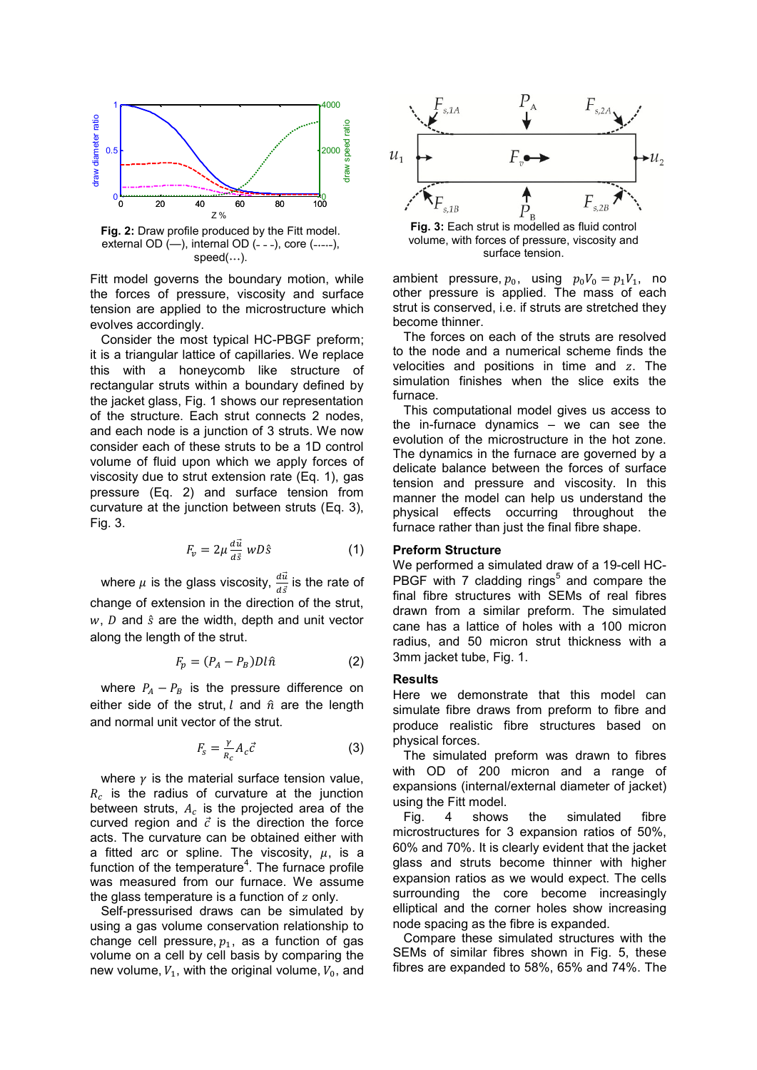Fig. 2: Draw profile produced by the Fitt model. external OD (—), internal OD (- - -), core (-.-.-.-), speed(…).

Fitt model governs the boundary motion, while the forces of pressure, viscosity and surface tension are applied to the microstructure which evolves accordingly.

Consider the most typical HC-PBGF preform; it is a triangular lattice of capillaries. We replace this with a honeycomb like structure of rectangular struts within a boundary defined by the jacket glass, Fig. 1 shows our representation of the structure. Each strut connects 2 nodes, and each node is a junction of 3 struts. We now consider each of these struts to be a 1D control volume of fluid upon which we apply forces of viscosity due to strut extension rate (Eq. 1), gas pressure (Eq. 2) and surface tension from curvature at the junction between struts (Eq. 3), Fig. 3.

$$F_v = 2\mu \frac{d\vec{u}}{d\vec{s}} wD\hat{s} \tag{1}$$

where $\mu$ is the glass viscosity, $\frac{d\vec{u}}{d\vec{s}}$ is the rate of change of extension in the direction of the strut, $w$, $D$ and $\hat{s}$ are the width, depth and unit vector along the length of the strut.

$$F_p = (P_A - P_B)Dl\hat{n} \tag{2}$$

where $P_A - P_B$ is the pressure difference on either side of the strut, $l$ and $\hat{n}$ are the length and normal unit vector of the strut.

$$F_s = \frac{\gamma}{R_c} A_c \vec{c} \tag{3}$$

where $\gamma$ is the material surface tension value, $R_c$ is the radius of curvature at the junction between struts, $A_c$ is the projected area of the curved region and $\vec{c}$ is the direction the force acts. The curvature can be obtained either with a fitted arc or spline. The viscosity, $\mu$, is a function of the temperature[4]. The furnace profile was measured from our furnace. We assume the glass temperature is a function of $z$ only.

Self-pressurised draws can be simulated by using a gas volume conservation relationship to change cell pressure, $p_1$, as a function of gas volume on a cell by cell basis by comparing the new volume, $V_1$, with the original volume, $V_0$, and ambient pressure, $p_0$, using $p_0V_0 = p_1V_1$, no other pressure is applied. The mass of each strut is conserved, i.e. if struts are stretched they become thinner.

Fig. 3: Each strut is modelled as fluid control volume, with forces of pressure, viscosity and surface tension.

The forces on each of the struts are resolved to the node and a numerical scheme finds the velocities and positions in time and $z$. The simulation finishes when the slice exits the furnace.

This computational model gives us access to the in-furnace dynamics – we can see the evolution of the microstructure in the hot zone. The dynamics in the furnace are governed by a delicate balance between the forces of surface tension and pressure and viscosity. In this manner the model can help us understand the physical effects occurring throughout the furnace rather than just the final fibre shape.

## Preform Structure

We performed a simulated draw of a 19-cell HC-PBGF with 7 cladding rings[5] and compare the final fibre structures with SEMs of real fibres drawn from a similar preform. The simulated cane has a lattice of holes with a 100 micron radius, and 50 micron strut thickness with a 3mm jacket tube, Fig. 1.

## Results

Here we demonstrate that this model can simulate fibre draws from preform to fibre and produce realistic fibre structures based on physical forces.

The simulated preform was drawn to fibres with OD of 200 micron and a range of expansions (internal/external diameter of jacket) using the Fitt model.

Fig. 4 shows the simulated fibre microstructures for 3 expansion ratios of 50%, 60% and 70%. It is clearly evident that the jacket glass and struts become thinner with higher expansion ratios as we would expect. The cells surrounding the core become increasingly elliptical and the corner holes show increasing node spacing as the fibre is expanded.

Compare these simulated structures with the SEMs of similar fibres shown in Fig. 5, these fibres are expanded to 58%, 65% and 74%. The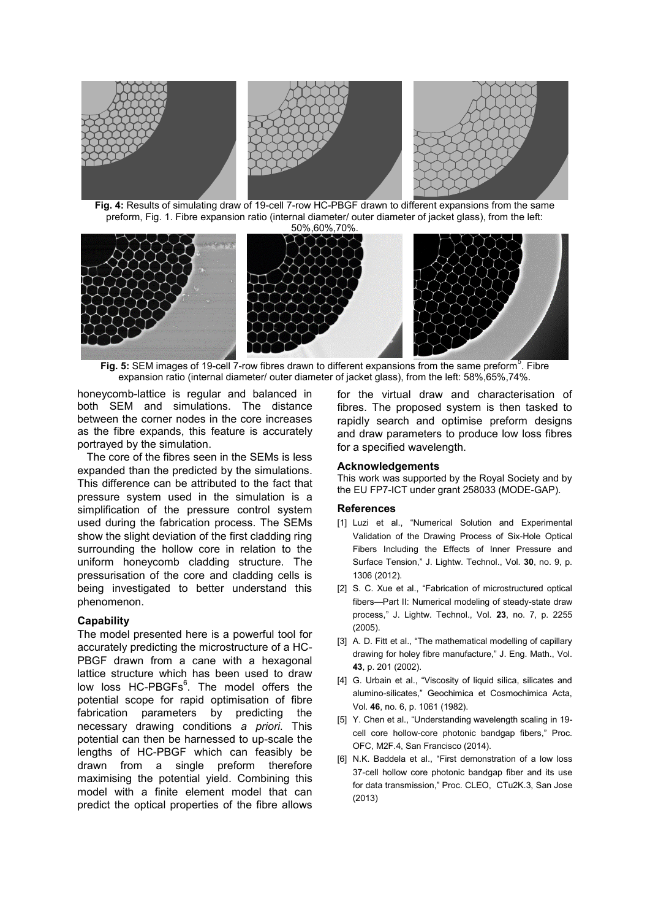**Fig. 4:** Results of simulating draw of 19-cell 7-row HC-PBGF drawn to different expansions from the same preform, Fig. 1. Fibre expansion ratio (internal diameter/ outer diameter of jacket glass), from the left: 50%,60%,70%.

**Fig. 5:** SEM images of 19-cell 7-row fibres drawn to different expansions from the same preform[5]. Fibre expansion ratio (internal diameter/ outer diameter of jacket glass), from the left: 58%,65%,74%.

honeycomb-lattice is regular and balanced in both SEM and simulations. The distance between the corner nodes in the core increases as the fibre expands, this feature is accurately portrayed by the simulation.

The core of the fibres seen in the SEMs is less expanded than the predicted by the simulations. This difference can be attributed to the fact that pressure system used in the simulation is a simplification of the pressure control system used during the fabrication process. The SEMs show the slight deviation of the first cladding ring surrounding the hollow core in relation to the uniform honeycomb cladding structure. The pressurisation of the core and cladding cells is being investigated to better understand this phenomenon.

### Capability

The model presented here is a powerful tool for accurately predicting the microstructure of a HC-PBGF drawn from a cane with a hexagonal lattice structure which has been used to draw low loss HC-PBGFs[6]. The model offers the potential scope for rapid optimisation of fibre fabrication parameters by predicting the necessary drawing conditions *a priori*. This potential can then be harnessed to up-scale the lengths of HC-PBGF which can feasibly be drawn from a single preform therefore maximising the potential yield. Combining this model with a finite element model that can predict the optical properties of the fibre allows for the virtual draw and characterisation of fibres. The proposed system is then tasked to rapidly search and optimise preform designs and draw parameters to produce low loss fibres for a specified wavelength.

### Acknowledgements

This work was supported by the Royal Society and by the EU FP7-ICT under grant 258033 (MODE-GAP).

### References

[1] Luzi et al., "Numerical Solution and Experimental Validation of the Drawing Process of Six-Hole Optical Fibers Including the Effects of Inner Pressure and Surface Tension," J. Lightw. Technol., Vol. **30**, no. 9, p. 1306 (2012).

[2] S. C. Xue et al., "Fabrication of microstructured optical fibers—Part II: Numerical modeling of steady-state draw process," J. Lightw. Technol., Vol. **23**, no. 7, p. 2255 (2005).

[3] A. D. Fitt et al., "The mathematical modelling of capillary drawing for holey fibre manufacture," J. Eng. Math., Vol. **43**, p. 201 (2002).

[4] G. Urbain et al., "Viscosity of liquid silica, silicates and alumino-silicates," Geochimica et Cosmochimica Acta, Vol. **46**, no. 6, p. 1061 (1982).

[5] Y. Chen et al., "Understanding wavelength scaling in 19-cell core hollow-core photonic bandgap fibers," Proc. OFC, M2F.4, San Francisco (2014).

[6] N.K. Baddela et al., "First demonstration of a low loss 37-cell hollow core photonic bandgap fiber and its use for data transmission," Proc. CLEO, CTu2K.3, San Jose (2013)